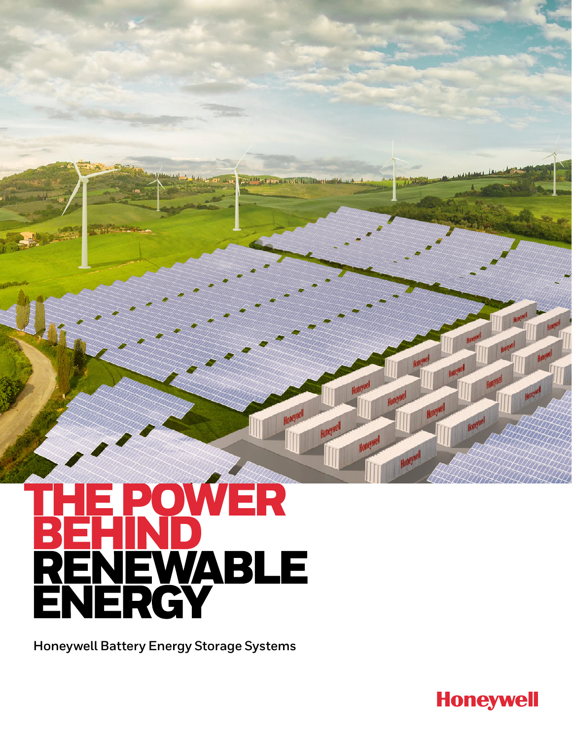# THE POWER BEHIND RENEWABLE ENERGY

Honeywell Battery Energy Storage Systems

Honeywell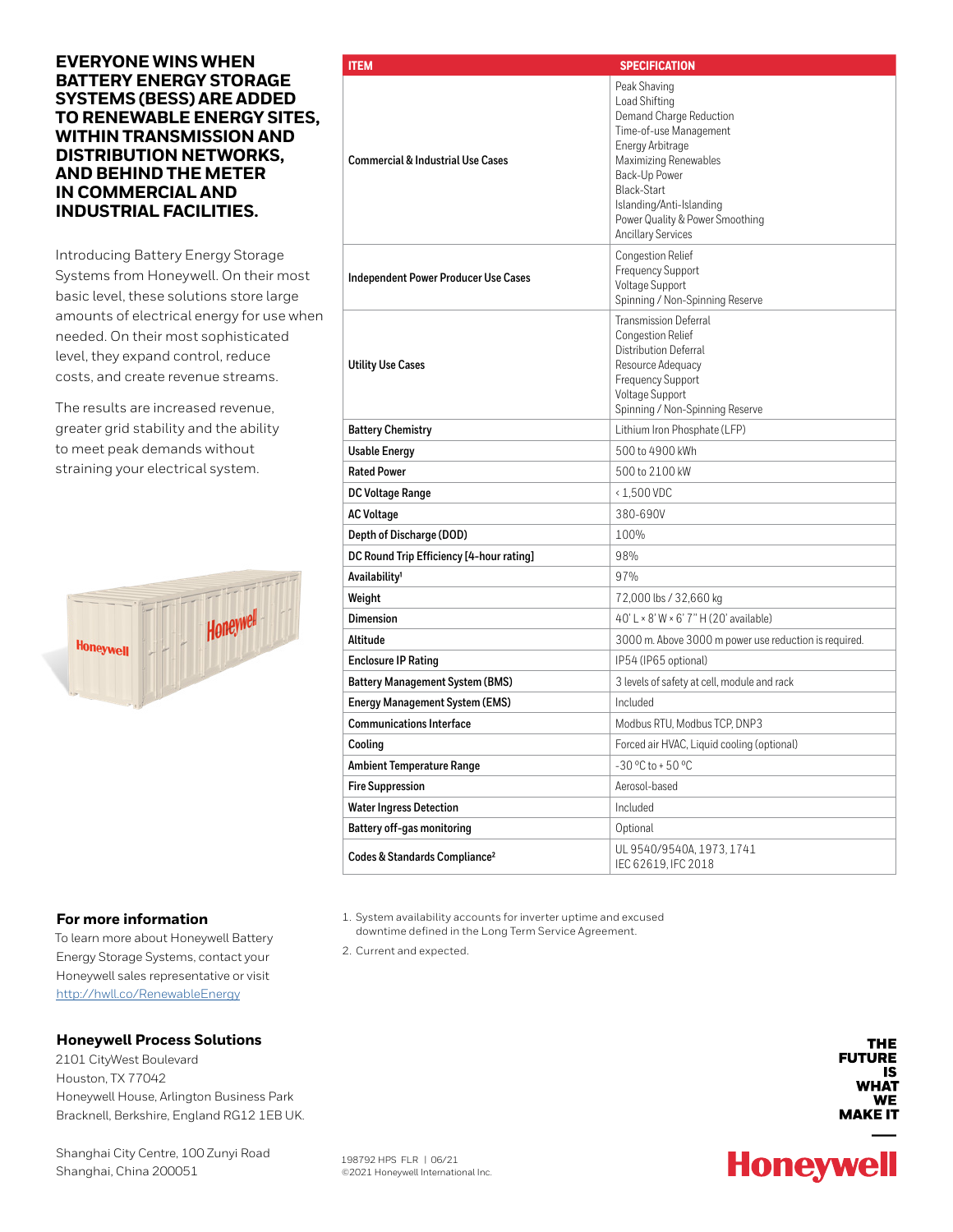# EVERYONE WINS WHEN BATTERY ENERGY STORAGE SYSTEMS (BESS) ARE ADDED TO RENEWABLE ENERGY SITES, WITHIN TRANSMISSION AND DISTRIBUTION NETWORKS, AND BEHIND THE METER IN COMMERCIAL AND INDUSTRIAL FACILITIES.

Introducing Battery Energy Storage Systems from Honeywell. On their most basic level, these solutions store large amounts of electrical energy for use when needed. On their most sophisticated level, they expand control, reduce costs, and create revenue streams.

The results are increased revenue, greater grid stability and the ability to meet peak demands without straining your electrical system.

| ITEM | SPECIFICATION |
|---|---|
| Commercial & Industrial Use Cases | Peak Shaving<br>Load Shifting<br>Demand Charge Reduction<br>Time-of-use Management<br>Energy Arbitrage<br>Maximizing Renewables<br>Back-Up Power<br>Black-Start<br>Islanding/Anti-Islanding<br>Power Quality & Power Smoothing<br>Ancillary Services |
| Independent Power Producer Use Cases | Congestion Relief<br>Frequency Support<br>Voltage Support<br>Spinning / Non-Spinning Reserve |
| Utility Use Cases | Transmission Deferral<br>Congestion Relief<br>Distribution Deferral<br>Resource Adequacy<br>Frequency Support<br>Voltage Support<br>Spinning / Non-Spinning Reserve |
| Battery Chemistry | Lithium Iron Phosphate (LFP) |
| Usable Energy | 500 to 4900 kWh |
| Rated Power | 500 to 2100 kW |
| DC Voltage Range | < 1,500 VDC |
| AC Voltage | 380-690V |
| Depth of Discharge (DOD) | 100% |
| DC Round Trip Efficiency [4-hour rating] | 98% |
| Availability[1] | 97% |
| Weight | 72,000 lbs / 32,660 kg |
| Dimension | 40' L × 8' W × 6' 7" H (20' available) |
| Altitude | 3000 m. Above 3000 m power use reduction is required. |
| Enclosure IP Rating | IP54 (IP65 optional) |
| Battery Management System (BMS) | 3 levels of safety at cell, module and rack |
| Energy Management System (EMS) | Included |
| Communications Interface | Modbus RTU, Modbus TCP, DNP3 |
| Cooling | Forced air HVAC, Liquid cooling (optional) |
| Ambient Temperature Range | -30 ºC to + 50 ºC |
| Fire Suppression | Aerosol-based |
| Water Ingress Detection | Included |
| Battery off-gas monitoring | Optional |
| Codes & Standards Compliance[2] | UL 9540/9540A, 1973, 1741<br>IEC 62619, IFC 2018 |

1. System availability accounts for inverter uptime and excused downtime defined in the Long Term Service Agreement.
2. Current and expected.

## For more information

To learn more about Honeywell Battery Energy Storage Systems, contact your Honeywell sales representative or visit http://hwll.co/RenewableEnergy

## Honeywell Process Solutions

2101 CityWest Boulevard
Houston, TX 77042

Honeywell House, Arlington Business Park
Bracknell, Berkshire, England RG12 1EB UK.

Shanghai City Centre, 100 Zunyi Road
Shanghai, China 200051

198792 HPS FLR | 06/21
©2021 Honeywell International Inc.

THE FUTURE IS WHAT WE MAKE IT

Honeywell